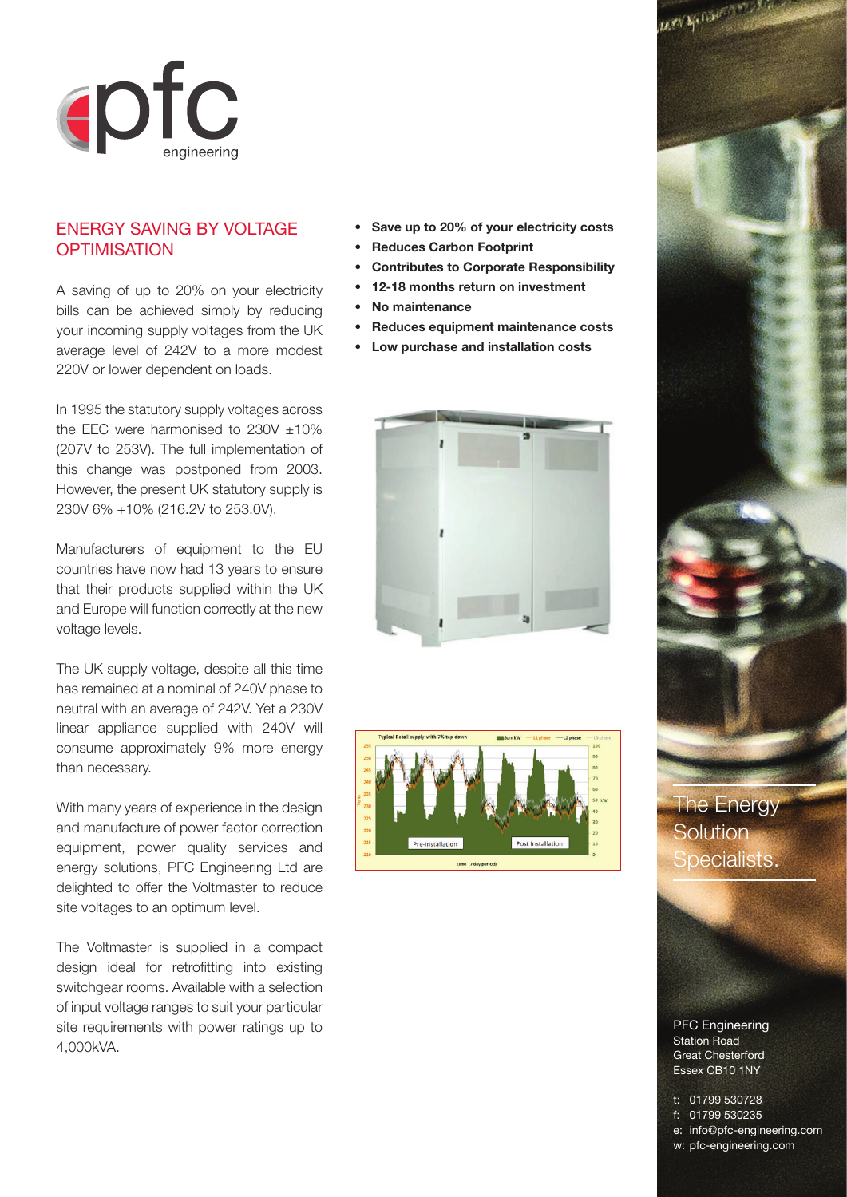# ENERGY SAVING BY VOLTAGE OPTIMISATION

A saving of up to 20% on your electricity bills can be achieved simply by reducing your incoming supply voltages from the UK average level of 242V to a more modest 220V or lower dependent on loads.

In 1995 the statutory supply voltages across the EEC were harmonised to 230V ±10% (207V to 253V). The full implementation of this change was postponed from 2003. However, the present UK statutory supply is 230V 6% +10% (216.2V to 253.0V).

Manufacturers of equipment to the EU countries have now had 13 years to ensure that their products supplied within the UK and Europe will function correctly at the new voltage levels.

The UK supply voltage, despite all this time has remained at a nominal of 240V phase to neutral with an average of 242V. Yet a 230V linear appliance supplied with 240V will consume approximately 9% more energy than necessary.

With many years of experience in the design and manufacture of power factor correction equipment, power quality services and energy solutions, PFC Engineering Ltd are delighted to offer the Voltmaster to reduce site voltages to an optimum level.

The Voltmaster is supplied in a compact design ideal for retrofitting into existing switchgear rooms. Available with a selection of input voltage ranges to suit your particular site requirements with power ratings up to 4,000kVA.

- **Save up to 20% of your electricity costs**
- **Reduces Carbon Footprint**
- **Contributes to Corporate Responsibility**
- **12-18 months return on investment**
- **No maintenance**
- **Reduces equipment maintenance costs**
- **Low purchase and installation costs**

The Energy Solution Specialists.

PFC Engineering
Station Road
Great Chesterford
Essex CB10 1NY

t: 01799 530728
f: 01799 530235
e: info@pfc-engineering.com
w: pfc-engineering.com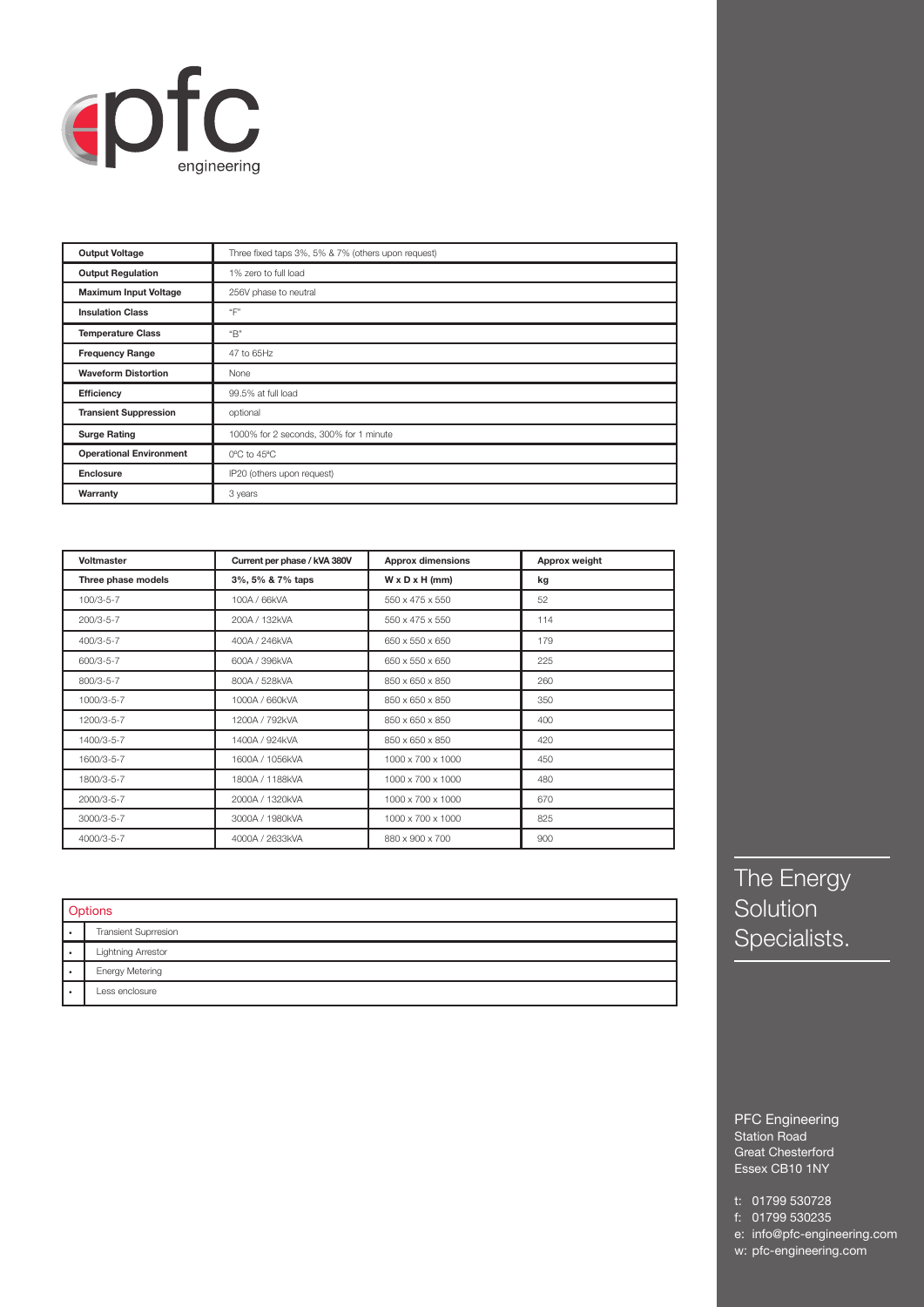pfc engineering

| | |
|---|---|
| **Output Voltage** | Three fixed taps 3%, 5% & 7% (others upon request) |
| **Output Regulation** | 1% zero to full load |
| **Maximum Input Voltage** | 256V phase to neutral |
| **Insulation Class** | "F" |
| **Temperature Class** | "B" |
| **Frequency Range** | 47 to 65Hz |
| **Waveform Distortion** | None |
| **Efficiency** | 99.5% at full load |
| **Transient Suppression** | optional |
| **Surge Rating** | 1000% for 2 seconds, 300% for 1 minute |
| **Operational Environment** | 0ºC to 45ºC |
| **Enclosure** | IP20 (others upon request) |
| **Warranty** | 3 years |

| Voltmaster | Current per phase / kVA 380V | Approx dimensions | Approx weight |
|---|---|---|---|
| **Three phase models** | **3%, 5% & 7% taps** | **W x D x H (mm)** | **kg** |
| 100/3-5-7 | 100A / 66kVA | 550 x 475 x 550 | 52 |
| 200/3-5-7 | 200A / 132kVA | 550 x 475 x 550 | 114 |
| 400/3-5-7 | 400A / 246kVA | 650 x 550 x 650 | 179 |
| 600/3-5-7 | 600A / 396kVA | 650 x 550 x 650 | 225 |
| 800/3-5-7 | 800A / 528kVA | 850 x 650 x 850 | 260 |
| 1000/3-5-7 | 1000A / 660kVA | 850 x 650 x 850 | 350 |
| 1200/3-5-7 | 1200A / 792kVA | 850 x 650 x 850 | 400 |
| 1400/3-5-7 | 1400A / 924kVA | 850 x 650 x 850 | 420 |
| 1600/3-5-7 | 1600A / 1056kVA | 1000 x 700 x 1000 | 450 |
| 1800/3-5-7 | 1800A / 1188kVA | 1000 x 700 x 1000 | 480 |
| 2000/3-5-7 | 2000A / 1320kVA | 1000 x 700 x 1000 | 670 |
| 3000/3-5-7 | 3000A / 1980kVA | 1000 x 700 x 1000 | 825 |
| 4000/3-5-7 | 4000A / 2633kVA | 880 x 900 x 700 | 900 |

## Options

- Transient Suprresion
- Lightning Arrestor
- Energy Metering
- Less enclosure

The Energy Solution Specialists.

PFC Engineering
Station Road
Great Chesterford
Essex CB10 1NY

t: 01799 530728
f: 01799 530235
e: info@pfc-engineering.com
w: pfc-engineering.com